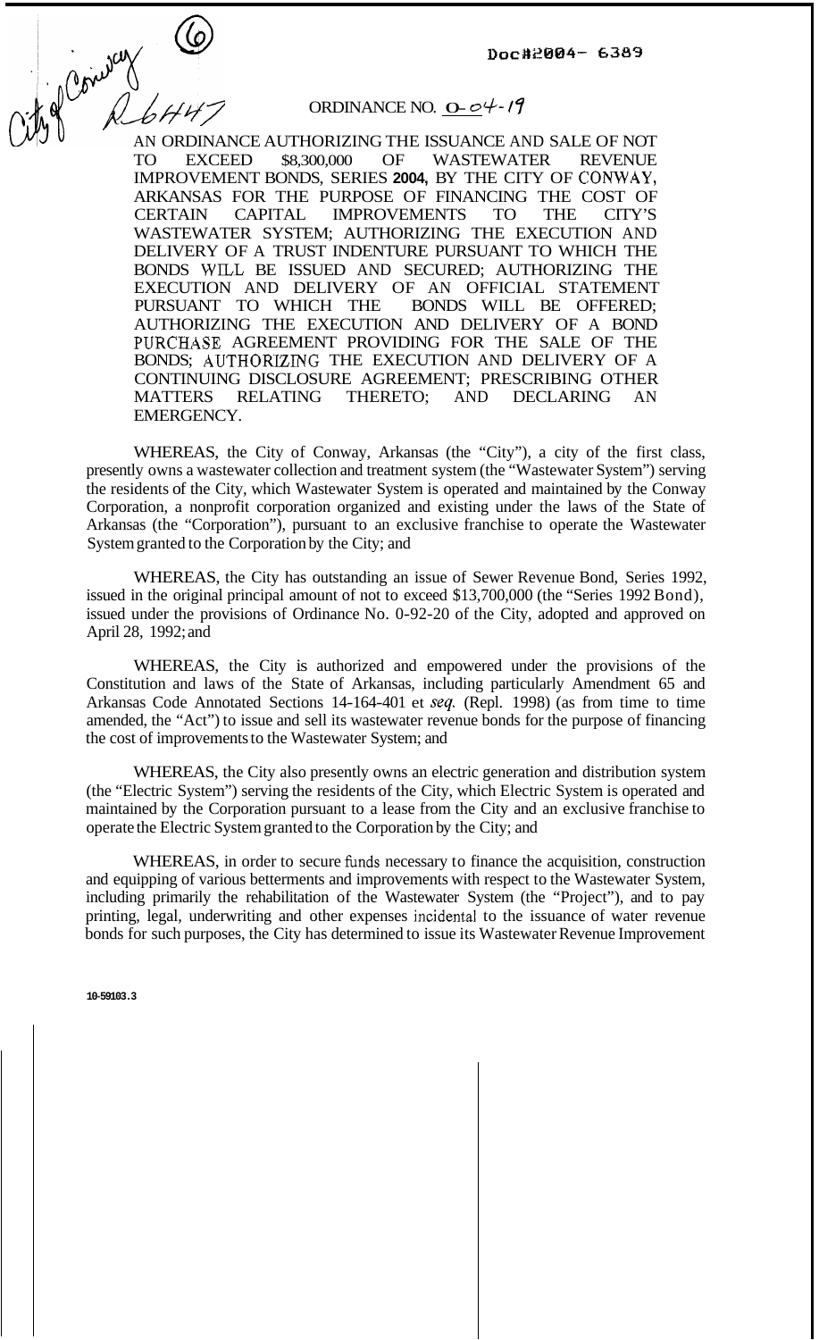City of Conway (6) R 6447

Doc#2004- 6389

ORDINANCE NO. O-04-19

AN ORDINANCE AUTHORIZING THE ISSUANCE AND SALE OF NOT TO EXCEED $8,300,000 OF WASTEWATER REVENUE IMPROVEMENT BONDS, SERIES **2004,** BY THE CITY OF CONWAY, ARKANSAS FOR THE PURPOSE OF FINANCING THE COST OF CERTAIN CAPITAL IMPROVEMENTS TO THE CITY'S WASTEWATER SYSTEM; AUTHORIZING THE EXECUTION AND DELIVERY OF A TRUST INDENTURE PURSUANT TO WHICH THE BONDS WILL BE ISSUED AND SECURED; AUTHORIZING THE EXECUTION AND DELIVERY OF AN OFFICIAL STATEMENT PURSUANT TO WHICH THE BONDS WILL BE OFFERED; AUTHORIZING THE EXECUTION AND DELIVERY OF A BOND PURCHASE AGREEMENT PROVIDING FOR THE SALE OF THE BONDS; AUTHORIZING THE EXECUTION AND DELIVERY OF A CONTINUING DISCLOSURE AGREEMENT; PRESCRIBING OTHER MATTERS RELATING THERETO; AND DECLARING AN EMERGENCY.

WHEREAS, the City of Conway, Arkansas (the "City"), a city of the first class, presently owns a wastewater collection and treatment system (the "Wastewater System") serving the residents of the City, which Wastewater System is operated and maintained by the Conway Corporation, a nonprofit corporation organized and existing under the laws of the State of Arkansas (the "Corporation"), pursuant to an exclusive franchise to operate the Wastewater System granted to the Corporation by the City; and

WHEREAS, the City has outstanding an issue of Sewer Revenue Bond, Series 1992, issued in the original principal amount of not to exceed $13,700,000 (the "Series 1992 Bond"), issued under the provisions of Ordinance No. 0-92-20 of the City, adopted and approved on April 28, 1992; and

WHEREAS, the City is authorized and empowered under the provisions of the Constitution and laws of the State of Arkansas, including particularly Amendment 65 and Arkansas Code Annotated Sections 14-164-401 et *seq.* (Repl. 1998) (as from time to time amended, the "Act") to issue and sell its wastewater revenue bonds for the purpose of financing the cost of improvements to the Wastewater System; and

WHEREAS, the City also presently owns an electric generation and distribution system (the "Electric System") serving the residents of the City, which Electric System is operated and maintained by the Corporation pursuant to a lease from the City and an exclusive franchise to operate the Electric System granted to the Corporation by the City; and

WHEREAS, in order to secure funds necessary to finance the acquisition, construction and equipping of various betterments and improvements with respect to the Wastewater System, including primarily the rehabilitation of the Wastewater System (the "Project"), and to pay printing, legal, underwriting and other expenses incidental to the issuance of water revenue bonds for such purposes, the City has determined to issue its Wastewater Revenue Improvement

10-59103.3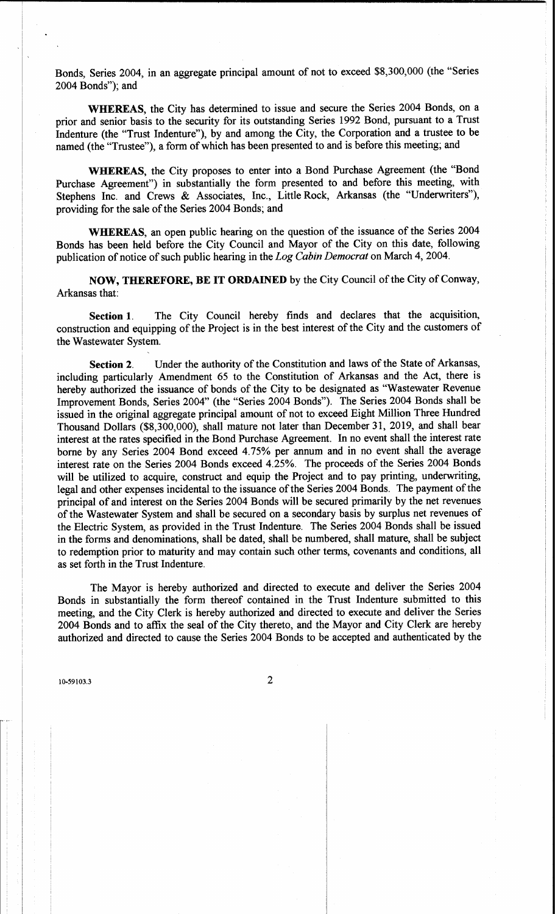Bonds, Series 2004, in an aggregate principal amount of not to exceed $8,300,000 (the "Series 2004 Bonds"); and

**WHEREAS**, the City has determined to issue and secure the Series 2004 Bonds, on a prior and senior basis to the security for its outstanding Series 1992 Bond, pursuant to a Trust Indenture (the "Trust Indenture"), by and among the City, the Corporation and a trustee to be named (the "Trustee"), a form of which has been presented to and is before this meeting; and

**WHEREAS**, the City proposes to enter into a Bond Purchase Agreement (the "Bond Purchase Agreement") in substantially the form presented to and before this meeting, with Stephens Inc. and Crews & Associates, Inc., Little Rock, Arkansas (the "Underwriters"), providing for the sale of the Series 2004 Bonds; and

**WHEREAS**, an open public hearing on the question of the issuance of the Series 2004 Bonds has been held before the City Council and Mayor of the City on this date, following publication of notice of such public hearing in the *Log Cabin Democrat* on March 4, 2004.

**NOW, THEREFORE, BE IT ORDAINED** by the City Council of the City of Conway, Arkansas that:

**Section 1**. The City Council hereby finds and declares that the acquisition, construction and equipping of the Project is in the best interest of the City and the customers of the Wastewater System.

**Section 2**. Under the authority of the Constitution and laws of the State of Arkansas, including particularly Amendment 65 to the Constitution of Arkansas and the Act, there is hereby authorized the issuance of bonds of the City to be designated as "Wastewater Revenue Improvement Bonds, Series 2004" (the "Series 2004 Bonds"). The Series 2004 Bonds shall be issued in the original aggregate principal amount of not to exceed Eight Million Three Hundred Thousand Dollars ($8,300,000), shall mature not later than December 31, 2019, and shall bear interest at the rates specified in the Bond Purchase Agreement. In no event shall the interest rate borne by any Series 2004 Bond exceed 4.75% per annum and in no event shall the average interest rate on the Series 2004 Bonds exceed 4.25%. The proceeds of the Series 2004 Bonds will be utilized to acquire, construct and equip the Project and to pay printing, underwriting, legal and other expenses incidental to the issuance of the Series 2004 Bonds. The payment of the principal of and interest on the Series 2004 Bonds will be secured primarily by the net revenues of the Wastewater System and shall be secured on a secondary basis by surplus net revenues of the Electric System, as provided in the Trust Indenture. The Series 2004 Bonds shall be issued in the forms and denominations, shall be dated, shall be numbered, shall mature, shall be subject to redemption prior to maturity and may contain such other terms, covenants and conditions, all as set forth in the Trust Indenture.

The Mayor is hereby authorized and directed to execute and deliver the Series 2004 Bonds in substantially the form thereof contained in the Trust Indenture submitted to this meeting, and the City Clerk is hereby authorized and directed to execute and deliver the Series 2004 Bonds and to affix the seal of the City thereto, and the Mayor and City Clerk are hereby authorized and directed to cause the Series 2004 Bonds to be accepted and authenticated by the

10-59103.3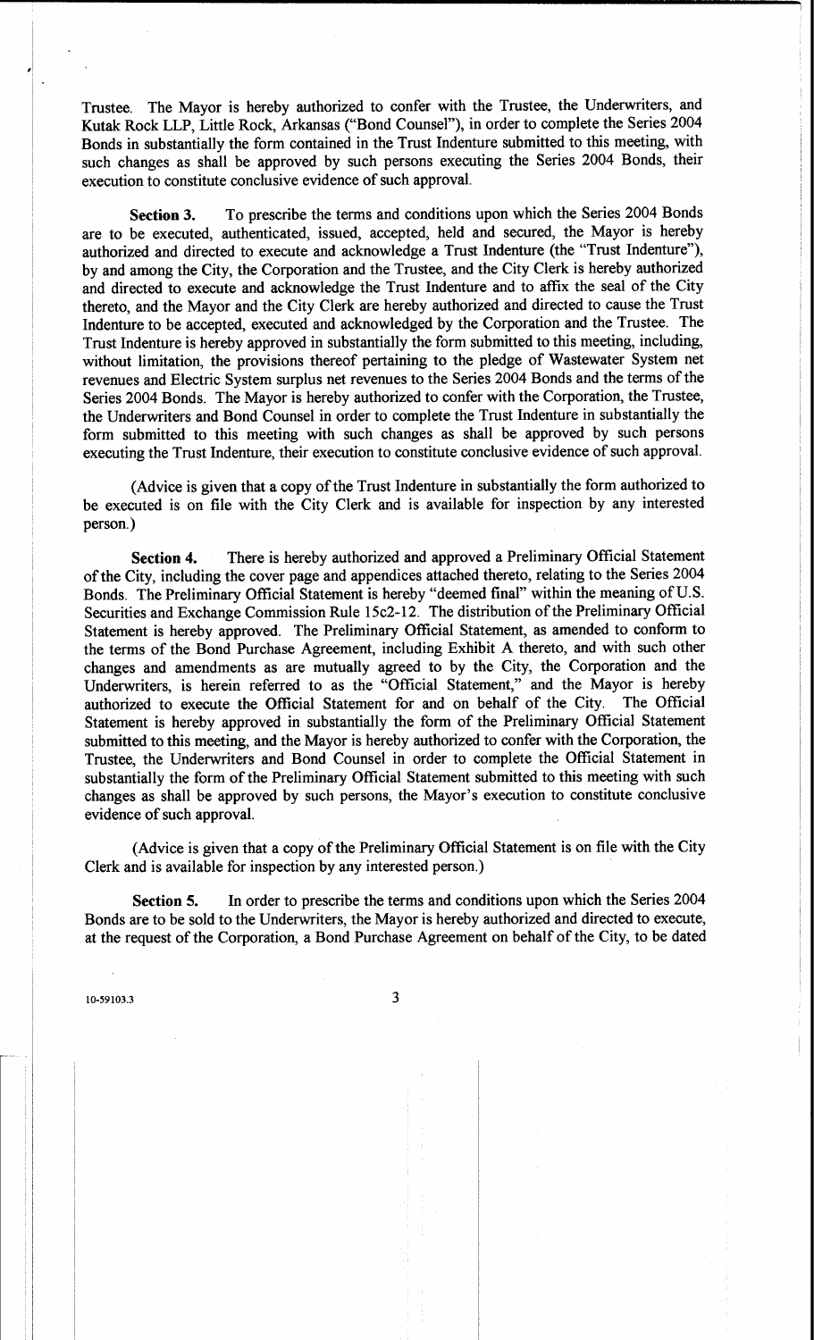Trustee. The Mayor is hereby authorized to confer with the Trustee, the Underwriters, and Kutak Rock LLP, Little Rock, Arkansas ("Bond Counsel"), in order to complete the Series 2004 Bonds in substantially the form contained in the Trust Indenture submitted to this meeting, with such changes as shall be approved by such persons executing the Series 2004 Bonds, their execution to constitute conclusive evidence of such approval.

**Section 3.** To prescribe the terms and conditions upon which the Series 2004 Bonds are to be executed, authenticated, issued, accepted, held and secured, the Mayor is hereby authorized and directed to execute and acknowledge a Trust Indenture (the "Trust Indenture"), by and among the City, the Corporation and the Trustee, and the City Clerk is hereby authorized and directed to execute and acknowledge the Trust Indenture and to affix the seal of the City thereto, and the Mayor and the City Clerk are hereby authorized and directed to cause the Trust Indenture to be accepted, executed and acknowledged by the Corporation and the Trustee. The Trust Indenture is hereby approved in substantially the form submitted to this meeting, including, without limitation, the provisions thereof pertaining to the pledge of Wastewater System net revenues and Electric System surplus net revenues to the Series 2004 Bonds and the terms of the Series 2004 Bonds. The Mayor is hereby authorized to confer with the Corporation, the Trustee, the Underwriters and Bond Counsel in order to complete the Trust Indenture in substantially the form submitted to this meeting with such changes as shall be approved by such persons executing the Trust Indenture, their execution to constitute conclusive evidence of such approval.

(Advice is given that a copy of the Trust Indenture in substantially the form authorized to be executed is on file with the City Clerk and is available for inspection by any interested person.)

**Section 4.** There is hereby authorized and approved a Preliminary Official Statement of the City, including the cover page and appendices attached thereto, relating to the Series 2004 Bonds. The Preliminary Official Statement is hereby "deemed final" within the meaning of U.S. Securities and Exchange Commission Rule 15c2-12. The distribution of the Preliminary Official Statement is hereby approved. The Preliminary Official Statement, as amended to conform to the terms of the Bond Purchase Agreement, including Exhibit A thereto, and with such other changes and amendments as are mutually agreed to by the City, the Corporation and the Underwriters, is herein referred to as the "Official Statement," and the Mayor is hereby authorized to execute the Official Statement for and on behalf of the City. The Official Statement is hereby approved in substantially the form of the Preliminary Official Statement submitted to this meeting, and the Mayor is hereby authorized to confer with the Corporation, the Trustee, the Underwriters and Bond Counsel in order to complete the Official Statement in substantially the form of the Preliminary Official Statement submitted to this meeting with such changes as shall be approved by such persons, the Mayor's execution to constitute conclusive evidence of such approval.

(Advice is given that a copy of the Preliminary Official Statement is on file with the City Clerk and is available for inspection by any interested person.)

**Section 5.** In order to prescribe the terms and conditions upon which the Series 2004 Bonds are to be sold to the Underwriters, the Mayor is hereby authorized and directed to execute, at the request of the Corporation, a Bond Purchase Agreement on behalf of the City, to be dated

10-59103.3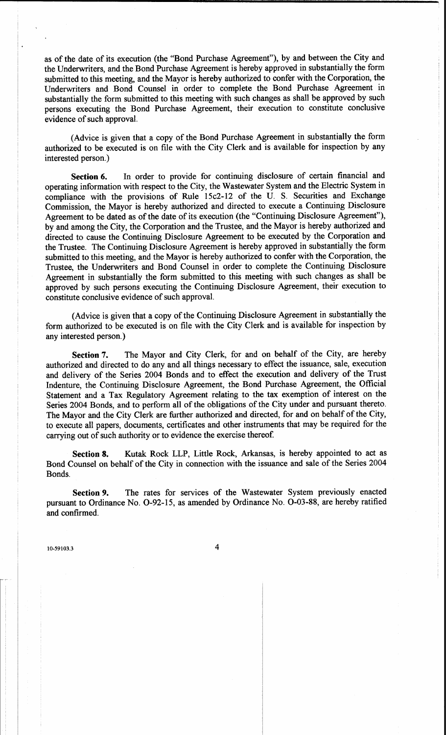as of the date of its execution (the "Bond Purchase Agreement"), by and between the City and the Underwriters, and the Bond Purchase Agreement is hereby approved in substantially the form submitted to this meeting, and the Mayor is hereby authorized to confer with the Corporation, the Underwriters and Bond Counsel in order to complete the Bond Purchase Agreement in substantially the form submitted to this meeting with such changes as shall be approved by such persons executing the Bond Purchase Agreement, their execution to constitute conclusive evidence of such approval.

(Advice is given that a copy of the Bond Purchase Agreement in substantially the form authorized to be executed is on file with the City Clerk and is available for inspection by any interested person.)

**Section 6.** In order to provide for continuing disclosure of certain financial and operating information with respect to the City, the Wastewater System and the Electric System in compliance with the provisions of Rule 15c2-12 of the U. S. Securities and Exchange Commission, the Mayor is hereby authorized and directed to execute a Continuing Disclosure Agreement to be dated as of the date of its execution (the "Continuing Disclosure Agreement"), by and among the City, the Corporation and the Trustee, and the Mayor is hereby authorized and directed to cause the Continuing Disclosure Agreement to be executed by the Corporation and the Trustee. The Continuing Disclosure Agreement is hereby approved in substantially the form submitted to this meeting, and the Mayor is hereby authorized to confer with the Corporation, the Trustee, the Underwriters and Bond Counsel in order to complete the Continuing Disclosure Agreement in substantially the form submitted to this meeting with such changes as shall be approved by such persons executing the Continuing Disclosure Agreement, their execution to constitute conclusive evidence of such approval.

(Advice is given that a copy of the Continuing Disclosure Agreement in substantially the form authorized to be executed is on file with the City Clerk and is available for inspection by any interested person.)

**Section 7.** The Mayor and City Clerk, for and on behalf of the City, are hereby authorized and directed to do any and all things necessary to effect the issuance, sale, execution and delivery of the Series 2004 Bonds and to effect the execution and delivery of the Trust Indenture, the Continuing Disclosure Agreement, the Bond Purchase Agreement, the Official Statement and a Tax Regulatory Agreement relating to the tax exemption of interest on the Series 2004 Bonds, and to perform all of the obligations of the City under and pursuant thereto. The Mayor and the City Clerk are further authorized and directed, for and on behalf of the City, to execute all papers, documents, certificates and other instruments that may be required for the carrying out of such authority or to evidence the exercise thereof.

**Section 8.** Kutak Rock LLP, Little Rock, Arkansas, is hereby appointed to act as Bond Counsel on behalf of the City in connection with the issuance and sale of the Series 2004 Bonds.

**Section 9.** The rates for services of the Wastewater System previously enacted pursuant to Ordinance No. O-92-15, as amended by Ordinance No. O-03-88, are hereby ratified and confirmed.

10-59103.3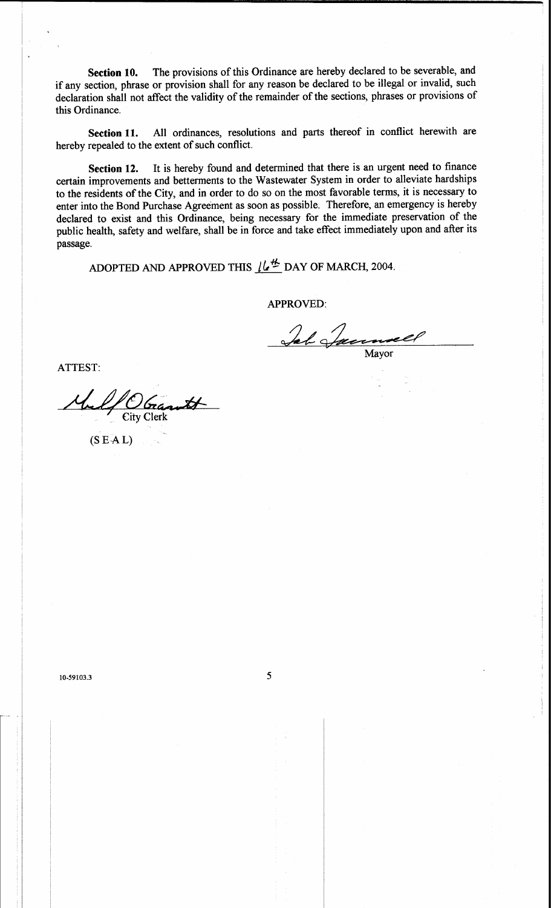**Section 10.** The provisions of this Ordinance are hereby declared to be severable, and if any section, phrase or provision shall for any reason be declared to be illegal or invalid, such declaration shall not affect the validity of the remainder of the sections, phrases or provisions of this Ordinance.

**Section 11.** All ordinances, resolutions and parts thereof in conflict herewith are hereby repealed to the extent of such conflict.

**Section 12.** It is hereby found and determined that there is an urgent need to finance certain improvements and betterments to the Wastewater System in order to alleviate hardships to the residents of the City, and in order to do so on the most favorable terms, it is necessary to enter into the Bond Purchase Agreement as soon as possible. Therefore, an emergency is hereby declared to exist and this Ordinance, being necessary for the immediate preservation of the public health, safety and welfare, shall be in force and take effect immediately upon and after its passage.

ADOPTED AND APPROVED THIS 16th DAY OF MARCH, 2004.

APPROVED:

Mayor

ATTEST:

City Clerk

(SEAL)

10-59103.3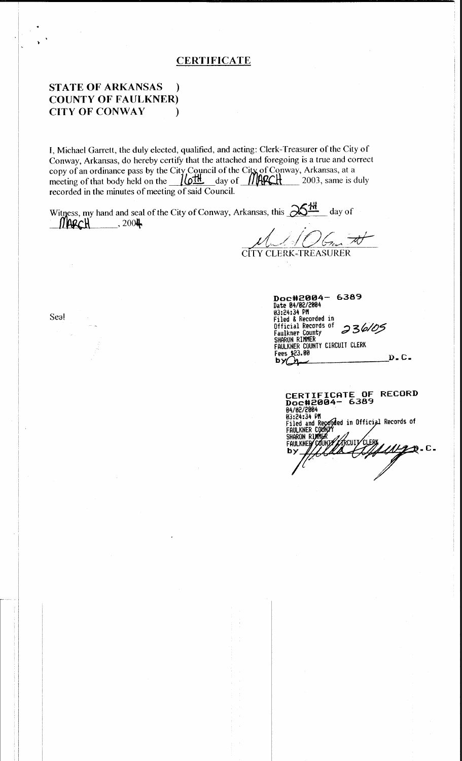## CERTIFICATE

**STATE OF ARKANSAS )**
**COUNTY OF FAULKNER)**
**CITY OF CONWAY )**

I, Michael Garrett, the duly elected, qualified, and acting: Clerk-Treasurer of the City of Conway, Arkansas, do hereby certify that the attached and foregoing is a true and correct copy of an ordinance pass by the City Council of the City of Conway, Arkansas, at a meeting of that body held on the 16th day of MARCH 2003, same is duly recorded in the minutes of meeting of said Council.

Witness, my hand and seal of the City of Conway, Arkansas, this 25th day of MARCH, 2004.

CITY CLERK-TREASURER

Seal

Doc#2004- 6389
Date 04/02/2004
03:24:34 PM
Filed & Recorded in
Official Records of
Faulkner County
SHARON RIMMER
FAULKNER COUNTY CIRCUIT CLERK
Fees $23.00
by ______ D.C.

236/05

CERTIFICATE OF RECORD
Doc#2004- 6389
04/02/2004
03:24:34 PM
Filed and Recorded in Official Records of
FAULKNER COUNTY
SHARON RIMMER
FAULKNER COUNTY CIRCUIT CLERK
by ______ D.C.